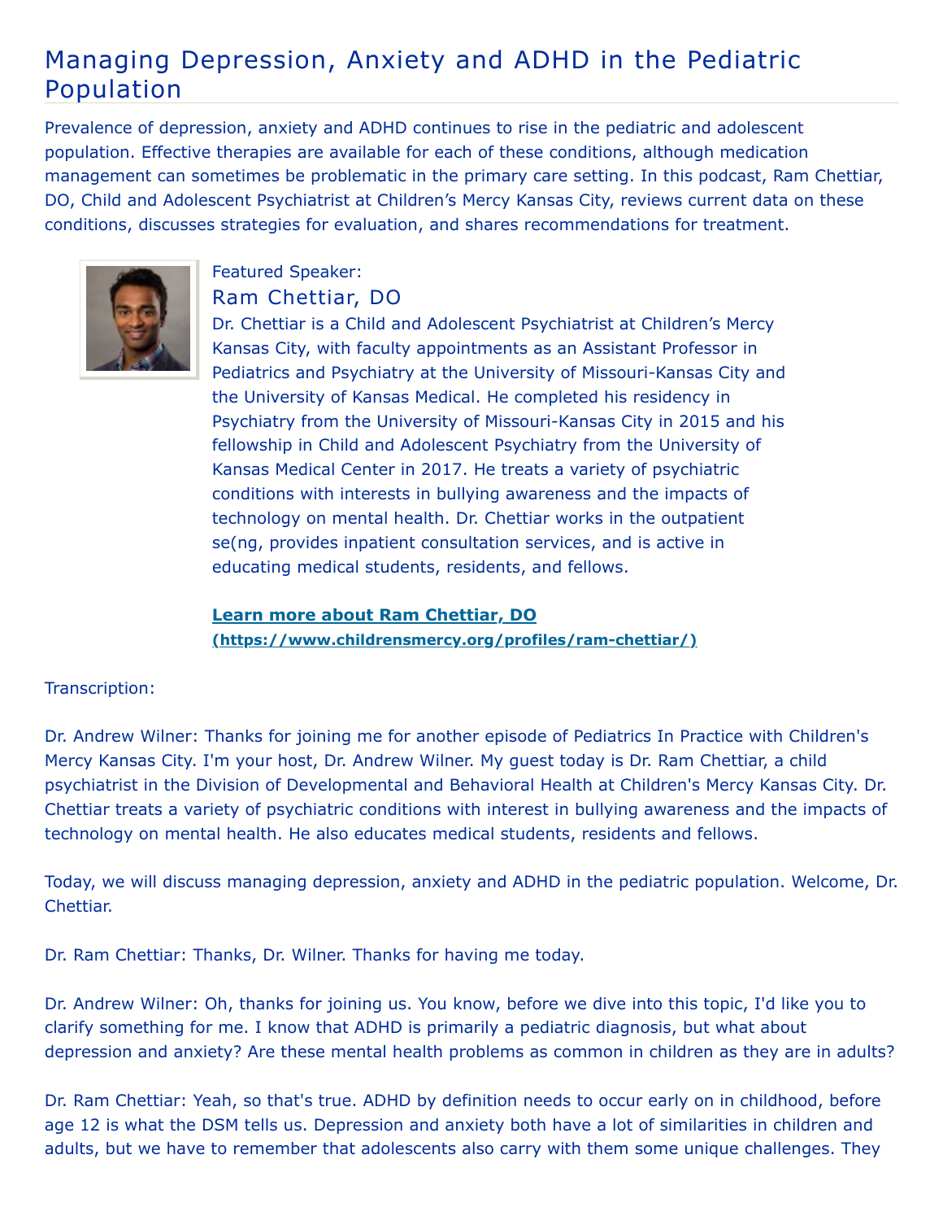# Managing Depression, Anxiety and ADHD in the Pediatric Population

Prevalence of depression, anxiety and ADHD continues to rise in the pediatric and adolescent population. Effective therapies are available for each of these conditions, although medication management can sometimes be problematic in the primary care setting. In this podcast, Ram Chettiar, DO, Child and Adolescent Psychiatrist at Children's Mercy Kansas City, reviews current data on these conditions, discusses strategies for evaluation, and shares recommendations for treatment.

Featured Speaker:

## Ram Chettiar, DO

Dr. Chettiar is a Child and Adolescent Psychiatrist at Children's Mercy Kansas City, with faculty appointments as an Assistant Professor in Pediatrics and Psychiatry at the University of Missouri-Kansas City and the University of Kansas Medical. He completed his residency in Psychiatry from the University of Missouri-Kansas City in 2015 and his fellowship in Child and Adolescent Psychiatry from the University of Kansas Medical Center in 2017. He treats a variety of psychiatric conditions with interests in bullying awareness and the impacts of technology on mental health. Dr. Chettiar works in the outpatient se(ng, provides inpatient consultation services, and is active in educating medical students, residents, and fellows.

**[Learn more about Ram Chettiar, DO (https://www.childrensmercy.org/profiles/ram-chettiar/)](https://www.childrensmercy.org/profiles/ram-chettiar/)**

Transcription:

Dr. Andrew Wilner: Thanks for joining me for another episode of Pediatrics In Practice with Children's Mercy Kansas City. I'm your host, Dr. Andrew Wilner. My guest today is Dr. Ram Chettiar, a child psychiatrist in the Division of Developmental and Behavioral Health at Children's Mercy Kansas City. Dr. Chettiar treats a variety of psychiatric conditions with interest in bullying awareness and the impacts of technology on mental health. He also educates medical students, residents and fellows.

Today, we will discuss managing depression, anxiety and ADHD in the pediatric population. Welcome, Dr. Chettiar.

Dr. Ram Chettiar: Thanks, Dr. Wilner. Thanks for having me today.

Dr. Andrew Wilner: Oh, thanks for joining us. You know, before we dive into this topic, I'd like you to clarify something for me. I know that ADHD is primarily a pediatric diagnosis, but what about depression and anxiety? Are these mental health problems as common in children as they are in adults?

Dr. Ram Chettiar: Yeah, so that's true. ADHD by definition needs to occur early on in childhood, before age 12 is what the DSM tells us. Depression and anxiety both have a lot of similarities in children and adults, but we have to remember that adolescents also carry with them some unique challenges. They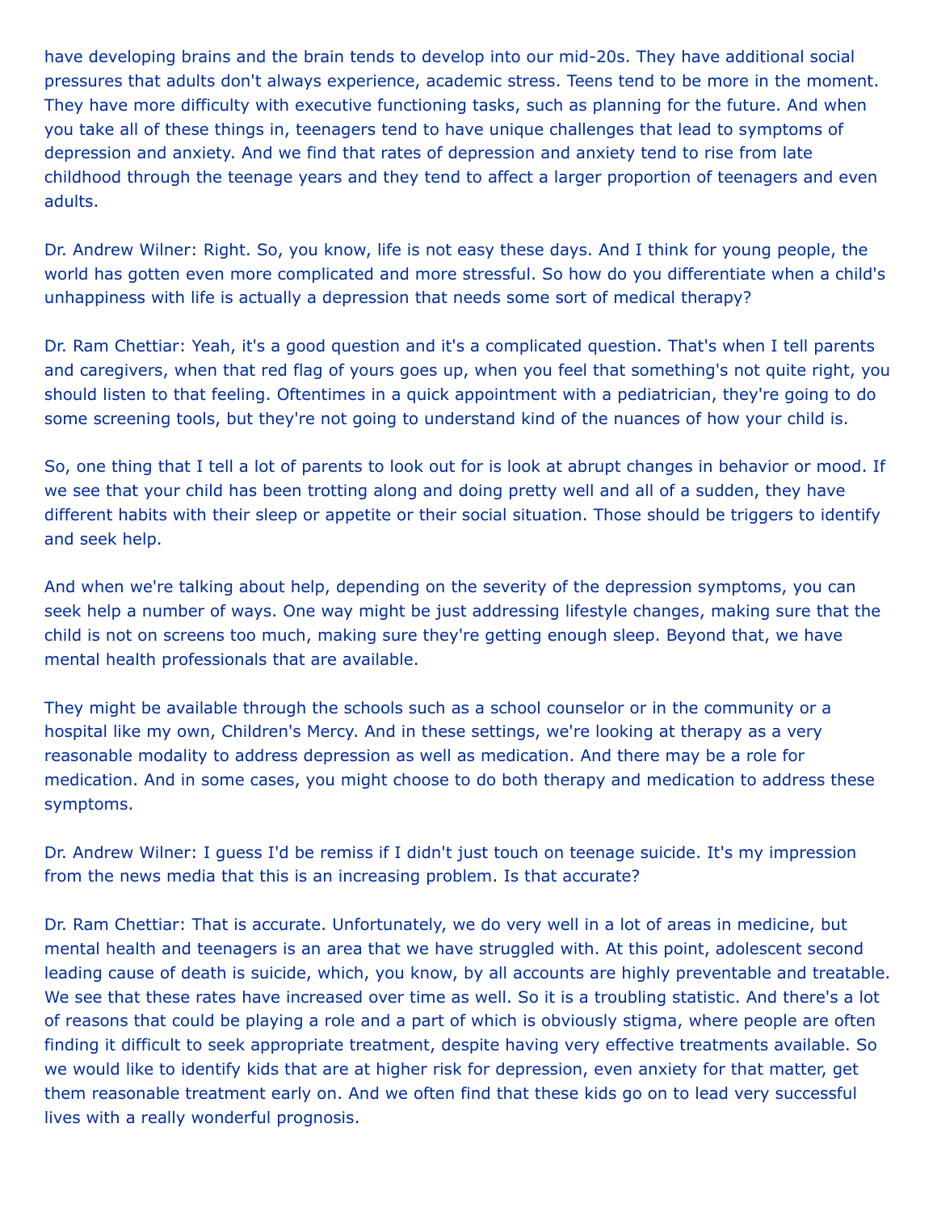have developing brains and the brain tends to develop into our mid-20s. They have additional social pressures that adults don't always experience, academic stress. Teens tend to be more in the moment. They have more difficulty with executive functioning tasks, such as planning for the future. And when you take all of these things in, teenagers tend to have unique challenges that lead to symptoms of depression and anxiety. And we find that rates of depression and anxiety tend to rise from late childhood through the teenage years and they tend to affect a larger proportion of teenagers and even adults.

Dr. Andrew Wilner: Right. So, you know, life is not easy these days. And I think for young people, the world has gotten even more complicated and more stressful. So how do you differentiate when a child's unhappiness with life is actually a depression that needs some sort of medical therapy?

Dr. Ram Chettiar: Yeah, it's a good question and it's a complicated question. That's when I tell parents and caregivers, when that red flag of yours goes up, when you feel that something's not quite right, you should listen to that feeling. Oftentimes in a quick appointment with a pediatrician, they're going to do some screening tools, but they're not going to understand kind of the nuances of how your child is.

So, one thing that I tell a lot of parents to look out for is look at abrupt changes in behavior or mood. If we see that your child has been trotting along and doing pretty well and all of a sudden, they have different habits with their sleep or appetite or their social situation. Those should be triggers to identify and seek help.

And when we're talking about help, depending on the severity of the depression symptoms, you can seek help a number of ways. One way might be just addressing lifestyle changes, making sure that the child is not on screens too much, making sure they're getting enough sleep. Beyond that, we have mental health professionals that are available.

They might be available through the schools such as a school counselor or in the community or a hospital like my own, Children's Mercy. And in these settings, we're looking at therapy as a very reasonable modality to address depression as well as medication. And there may be a role for medication. And in some cases, you might choose to do both therapy and medication to address these symptoms.

Dr. Andrew Wilner: I guess I'd be remiss if I didn't just touch on teenage suicide. It's my impression from the news media that this is an increasing problem. Is that accurate?

Dr. Ram Chettiar: That is accurate. Unfortunately, we do very well in a lot of areas in medicine, but mental health and teenagers is an area that we have struggled with. At this point, adolescent second leading cause of death is suicide, which, you know, by all accounts are highly preventable and treatable. We see that these rates have increased over time as well. So it is a troubling statistic. And there's a lot of reasons that could be playing a role and a part of which is obviously stigma, where people are often finding it difficult to seek appropriate treatment, despite having very effective treatments available. So we would like to identify kids that are at higher risk for depression, even anxiety for that matter, get them reasonable treatment early on. And we often find that these kids go on to lead very successful lives with a really wonderful prognosis.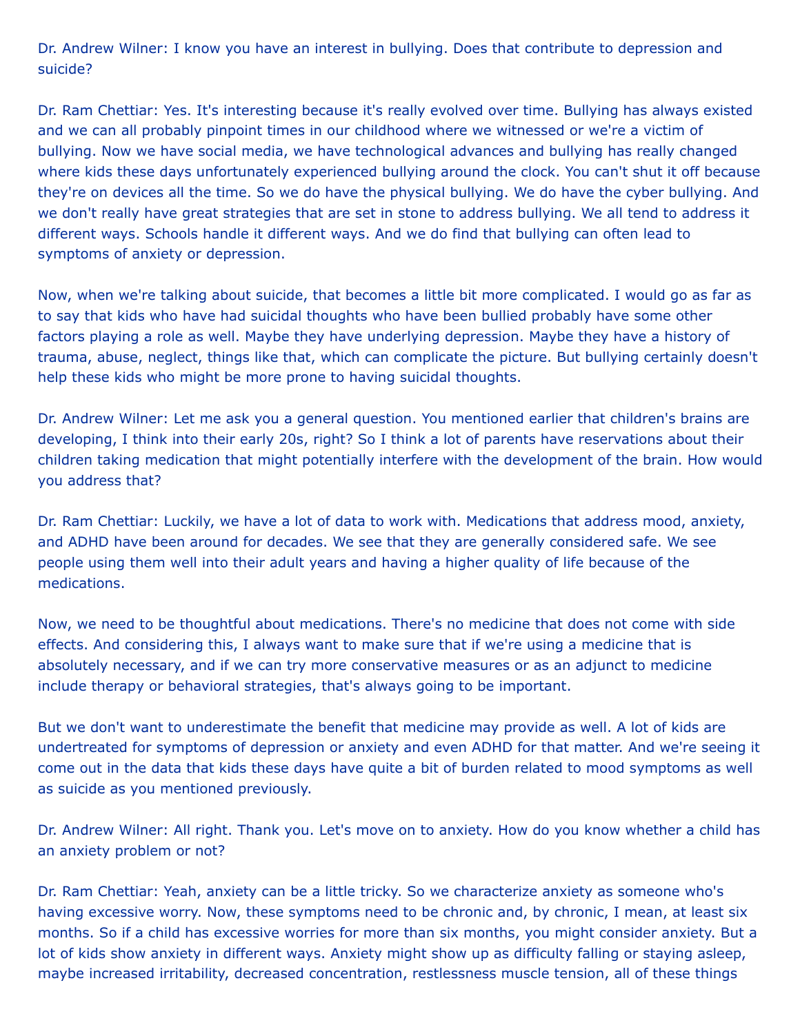Dr. Andrew Wilner: I know you have an interest in bullying. Does that contribute to depression and suicide?

Dr. Ram Chettiar: Yes. It's interesting because it's really evolved over time. Bullying has always existed and we can all probably pinpoint times in our childhood where we witnessed or we're a victim of bullying. Now we have social media, we have technological advances and bullying has really changed where kids these days unfortunately experienced bullying around the clock. You can't shut it off because they're on devices all the time. So we do have the physical bullying. We do have the cyber bullying. And we don't really have great strategies that are set in stone to address bullying. We all tend to address it different ways. Schools handle it different ways. And we do find that bullying can often lead to symptoms of anxiety or depression.

Now, when we're talking about suicide, that becomes a little bit more complicated. I would go as far as to say that kids who have had suicidal thoughts who have been bullied probably have some other factors playing a role as well. Maybe they have underlying depression. Maybe they have a history of trauma, abuse, neglect, things like that, which can complicate the picture. But bullying certainly doesn't help these kids who might be more prone to having suicidal thoughts.

Dr. Andrew Wilner: Let me ask you a general question. You mentioned earlier that children's brains are developing, I think into their early 20s, right? So I think a lot of parents have reservations about their children taking medication that might potentially interfere with the development of the brain. How would you address that?

Dr. Ram Chettiar: Luckily, we have a lot of data to work with. Medications that address mood, anxiety, and ADHD have been around for decades. We see that they are generally considered safe. We see people using them well into their adult years and having a higher quality of life because of the medications.

Now, we need to be thoughtful about medications. There's no medicine that does not come with side effects. And considering this, I always want to make sure that if we're using a medicine that is absolutely necessary, and if we can try more conservative measures or as an adjunct to medicine include therapy or behavioral strategies, that's always going to be important.

But we don't want to underestimate the benefit that medicine may provide as well. A lot of kids are undertreated for symptoms of depression or anxiety and even ADHD for that matter. And we're seeing it come out in the data that kids these days have quite a bit of burden related to mood symptoms as well as suicide as you mentioned previously.

Dr. Andrew Wilner: All right. Thank you. Let's move on to anxiety. How do you know whether a child has an anxiety problem or not?

Dr. Ram Chettiar: Yeah, anxiety can be a little tricky. So we characterize anxiety as someone who's having excessive worry. Now, these symptoms need to be chronic and, by chronic, I mean, at least six months. So if a child has excessive worries for more than six months, you might consider anxiety. But a lot of kids show anxiety in different ways. Anxiety might show up as difficulty falling or staying asleep, maybe increased irritability, decreased concentration, restlessness muscle tension, all of these things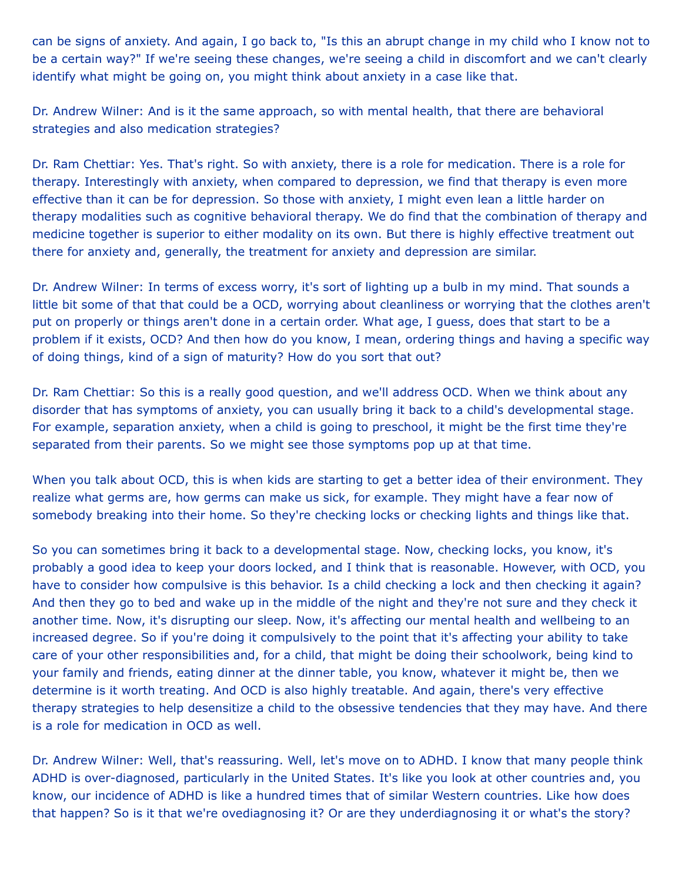can be signs of anxiety. And again, I go back to, "Is this an abrupt change in my child who I know not to be a certain way?" If we're seeing these changes, we're seeing a child in discomfort and we can't clearly identify what might be going on, you might think about anxiety in a case like that.

Dr. Andrew Wilner: And is it the same approach, so with mental health, that there are behavioral strategies and also medication strategies?

Dr. Ram Chettiar: Yes. That's right. So with anxiety, there is a role for medication. There is a role for therapy. Interestingly with anxiety, when compared to depression, we find that therapy is even more effective than it can be for depression. So those with anxiety, I might even lean a little harder on therapy modalities such as cognitive behavioral therapy. We do find that the combination of therapy and medicine together is superior to either modality on its own. But there is highly effective treatment out there for anxiety and, generally, the treatment for anxiety and depression are similar.

Dr. Andrew Wilner: In terms of excess worry, it's sort of lighting up a bulb in my mind. That sounds a little bit some of that that could be a OCD, worrying about cleanliness or worrying that the clothes aren't put on properly or things aren't done in a certain order. What age, I guess, does that start to be a problem if it exists, OCD? And then how do you know, I mean, ordering things and having a specific way of doing things, kind of a sign of maturity? How do you sort that out?

Dr. Ram Chettiar: So this is a really good question, and we'll address OCD. When we think about any disorder that has symptoms of anxiety, you can usually bring it back to a child's developmental stage. For example, separation anxiety, when a child is going to preschool, it might be the first time they're separated from their parents. So we might see those symptoms pop up at that time.

When you talk about OCD, this is when kids are starting to get a better idea of their environment. They realize what germs are, how germs can make us sick, for example. They might have a fear now of somebody breaking into their home. So they're checking locks or checking lights and things like that.

So you can sometimes bring it back to a developmental stage. Now, checking locks, you know, it's probably a good idea to keep your doors locked, and I think that is reasonable. However, with OCD, you have to consider how compulsive is this behavior. Is a child checking a lock and then checking it again? And then they go to bed and wake up in the middle of the night and they're not sure and they check it another time. Now, it's disrupting our sleep. Now, it's affecting our mental health and wellbeing to an increased degree. So if you're doing it compulsively to the point that it's affecting your ability to take care of your other responsibilities and, for a child, that might be doing their schoolwork, being kind to your family and friends, eating dinner at the dinner table, you know, whatever it might be, then we determine is it worth treating. And OCD is also highly treatable. And again, there's very effective therapy strategies to help desensitize a child to the obsessive tendencies that they may have. And there is a role for medication in OCD as well.

Dr. Andrew Wilner: Well, that's reassuring. Well, let's move on to ADHD. I know that many people think ADHD is over-diagnosed, particularly in the United States. It's like you look at other countries and, you know, our incidence of ADHD is like a hundred times that of similar Western countries. Like how does that happen? So is it that we're ovediagnosing it? Or are they underdiagnosing it or what's the story?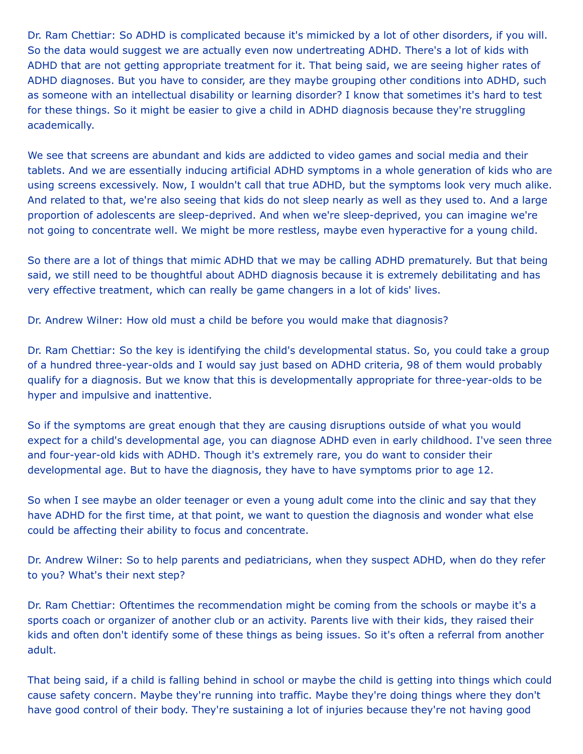Dr. Ram Chettiar: So ADHD is complicated because it's mimicked by a lot of other disorders, if you will. So the data would suggest we are actually even now undertreating ADHD. There's a lot of kids with ADHD that are not getting appropriate treatment for it. That being said, we are seeing higher rates of ADHD diagnoses. But you have to consider, are they maybe grouping other conditions into ADHD, such as someone with an intellectual disability or learning disorder? I know that sometimes it's hard to test for these things. So it might be easier to give a child in ADHD diagnosis because they're struggling academically.

We see that screens are abundant and kids are addicted to video games and social media and their tablets. And we are essentially inducing artificial ADHD symptoms in a whole generation of kids who are using screens excessively. Now, I wouldn't call that true ADHD, but the symptoms look very much alike. And related to that, we're also seeing that kids do not sleep nearly as well as they used to. And a large proportion of adolescents are sleep-deprived. And when we're sleep-deprived, you can imagine we're not going to concentrate well. We might be more restless, maybe even hyperactive for a young child.

So there are a lot of things that mimic ADHD that we may be calling ADHD prematurely. But that being said, we still need to be thoughtful about ADHD diagnosis because it is extremely debilitating and has very effective treatment, which can really be game changers in a lot of kids' lives.

Dr. Andrew Wilner: How old must a child be before you would make that diagnosis?

Dr. Ram Chettiar: So the key is identifying the child's developmental status. So, you could take a group of a hundred three-year-olds and I would say just based on ADHD criteria, 98 of them would probably qualify for a diagnosis. But we know that this is developmentally appropriate for three-year-olds to be hyper and impulsive and inattentive.

So if the symptoms are great enough that they are causing disruptions outside of what you would expect for a child's developmental age, you can diagnose ADHD even in early childhood. I've seen three and four-year-old kids with ADHD. Though it's extremely rare, you do want to consider their developmental age. But to have the diagnosis, they have to have symptoms prior to age 12.

So when I see maybe an older teenager or even a young adult come into the clinic and say that they have ADHD for the first time, at that point, we want to question the diagnosis and wonder what else could be affecting their ability to focus and concentrate.

Dr. Andrew Wilner: So to help parents and pediatricians, when they suspect ADHD, when do they refer to you? What's their next step?

Dr. Ram Chettiar: Oftentimes the recommendation might be coming from the schools or maybe it's a sports coach or organizer of another club or an activity. Parents live with their kids, they raised their kids and often don't identify some of these things as being issues. So it's often a referral from another adult.

That being said, if a child is falling behind in school or maybe the child is getting into things which could cause safety concern. Maybe they're running into traffic. Maybe they're doing things where they don't have good control of their body. They're sustaining a lot of injuries because they're not having good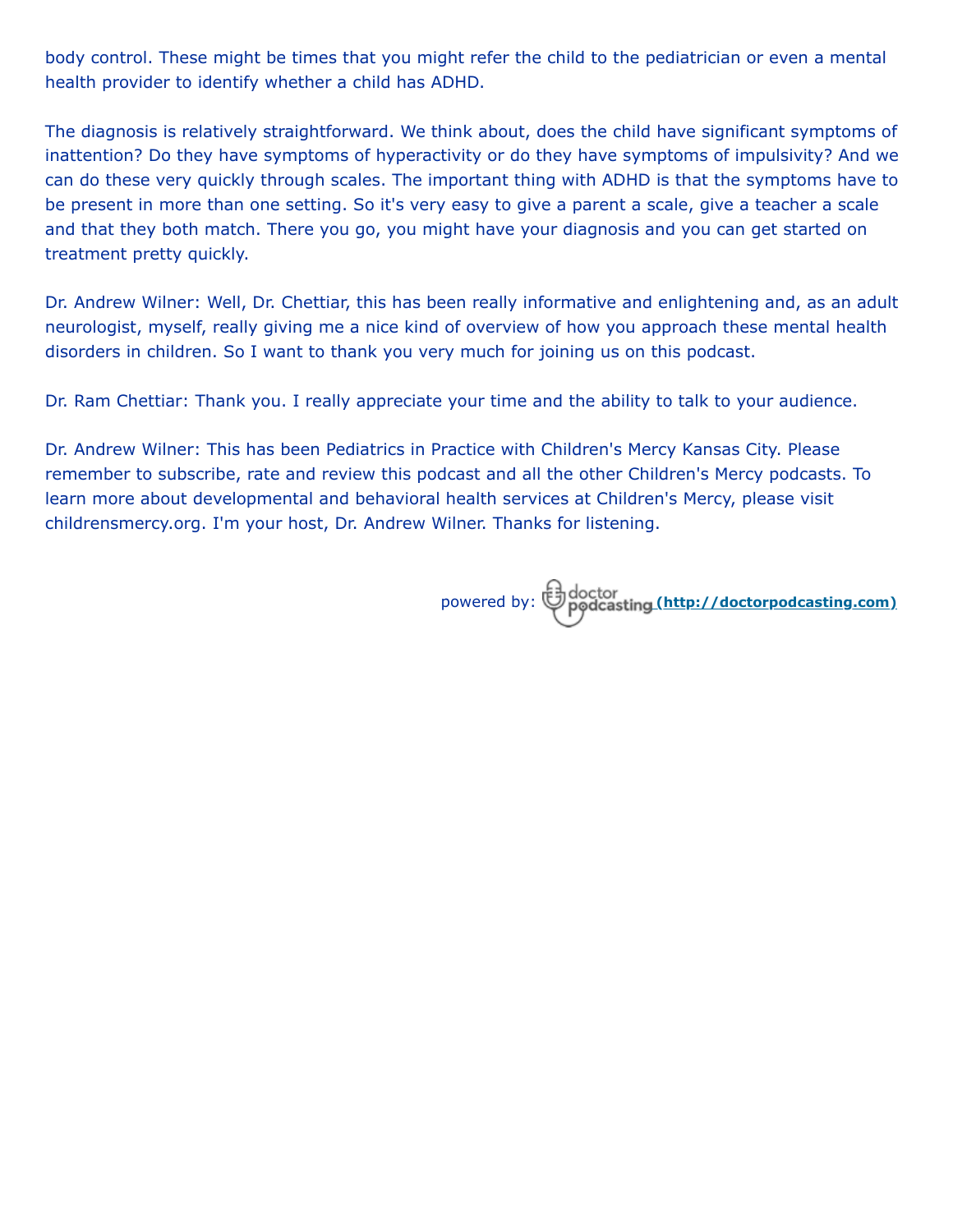body control. These might be times that you might refer the child to the pediatrician or even a mental health provider to identify whether a child has ADHD.

The diagnosis is relatively straightforward. We think about, does the child have significant symptoms of inattention? Do they have symptoms of hyperactivity or do they have symptoms of impulsivity? And we can do these very quickly through scales. The important thing with ADHD is that the symptoms have to be present in more than one setting. So it's very easy to give a parent a scale, give a teacher a scale and that they both match. There you go, you might have your diagnosis and you can get started on treatment pretty quickly.

Dr. Andrew Wilner: Well, Dr. Chettiar, this has been really informative and enlightening and, as an adult neurologist, myself, really giving me a nice kind of overview of how you approach these mental health disorders in children. So I want to thank you very much for joining us on this podcast.

Dr. Ram Chettiar: Thank you. I really appreciate your time and the ability to talk to your audience.

Dr. Andrew Wilner: This has been Pediatrics in Practice with Children's Mercy Kansas City. Please remember to subscribe, rate and review this podcast and all the other Children's Mercy podcasts. To learn more about developmental and behavioral health services at Children's Mercy, please visit childrensmercy.org. I'm your host, Dr. Andrew Wilner. Thanks for listening.

powered by: doctor podcasting (http://doctorpodcasting.com)